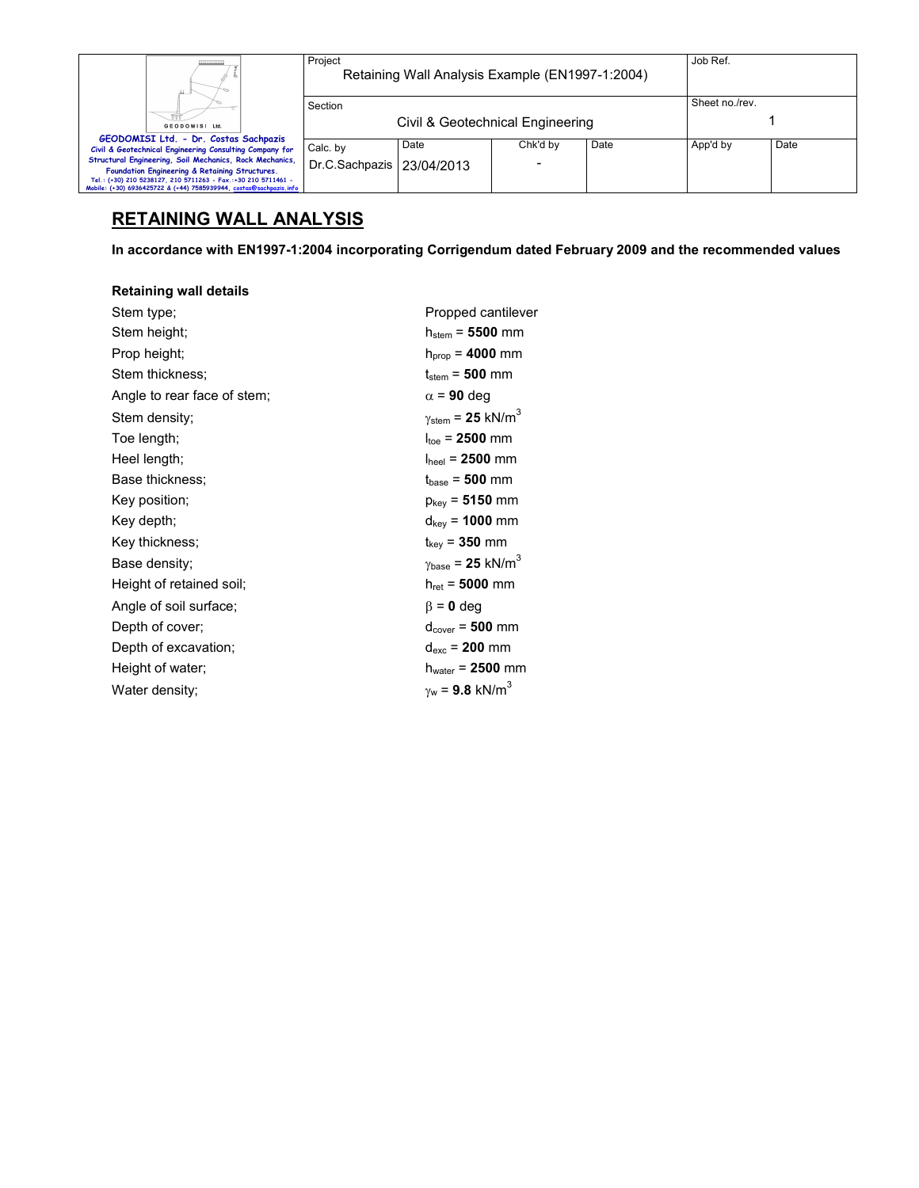| GEODOMISI Ltd. - Dr. Costas Sachpazis<br>Civil & Geotechnical Engineering Consulting Company for Structural Engineering, Soil Mechanics, Rock Mechanics, Foundation Engineering & Retaining Structures.<br>Tel.: (+30) 210 5238127, 210 5711263 - Fax.:+30 210 5711461 - Mobile: (+30) 6936425722 & (+44) 7585939944, costas@sachpazis.info | Project<br>Retaining Wall Analysis Example (EN1997-1:2004) | | | Job Ref. | |
|---|---|---|---|---|---|
| | Section<br>Civil & Geotechnical Engineering | | | Sheet no./rev.<br>1 | |
| | Calc. by<br>Dr.C.Sachpazis | Date<br>23/04/2013 | Chk'd by<br>- | Date | App'd by | Date |

## RETAINING WALL ANALYSIS

**In accordance with EN1997-1:2004 incorporating Corrigendum dated February 2009 and the recommended values**

### Retaining wall details

| | |
|---|---|
| Stem type; | Propped cantilever |
| Stem height; | $h_{stem}$ = **5500** mm |
| Prop height; | $h_{prop}$ = **4000** mm |
| Stem thickness; | $t_{stem}$ = **500** mm |
| Angle to rear face of stem; | $\alpha$ = **90** deg |
| Stem density; | $\gamma_{stem}$ = **25** kN/m$^3$ |
| Toe length; | $l_{toe}$ = **2500** mm |
| Heel length; | $l_{heel}$ = **2500** mm |
| Base thickness; | $t_{base}$ = **500** mm |
| Key position; | $p_{key}$ = **5150** mm |
| Key depth; | $d_{key}$ = **1000** mm |
| Key thickness; | $t_{key}$ = **350** mm |
| Base density; | $\gamma_{base}$ = **25** kN/m$^3$ |
| Height of retained soil; | $h_{ret}$ = **5000** mm |
| Angle of soil surface; | $\beta$ = **0** deg |
| Depth of cover; | $d_{cover}$ = **500** mm |
| Depth of excavation; | $d_{exc}$ = **200** mm |
| Height of water; | $h_{water}$ = **2500** mm |
| Water density; | $\gamma_w$ = **9.8** kN/m$^3$ |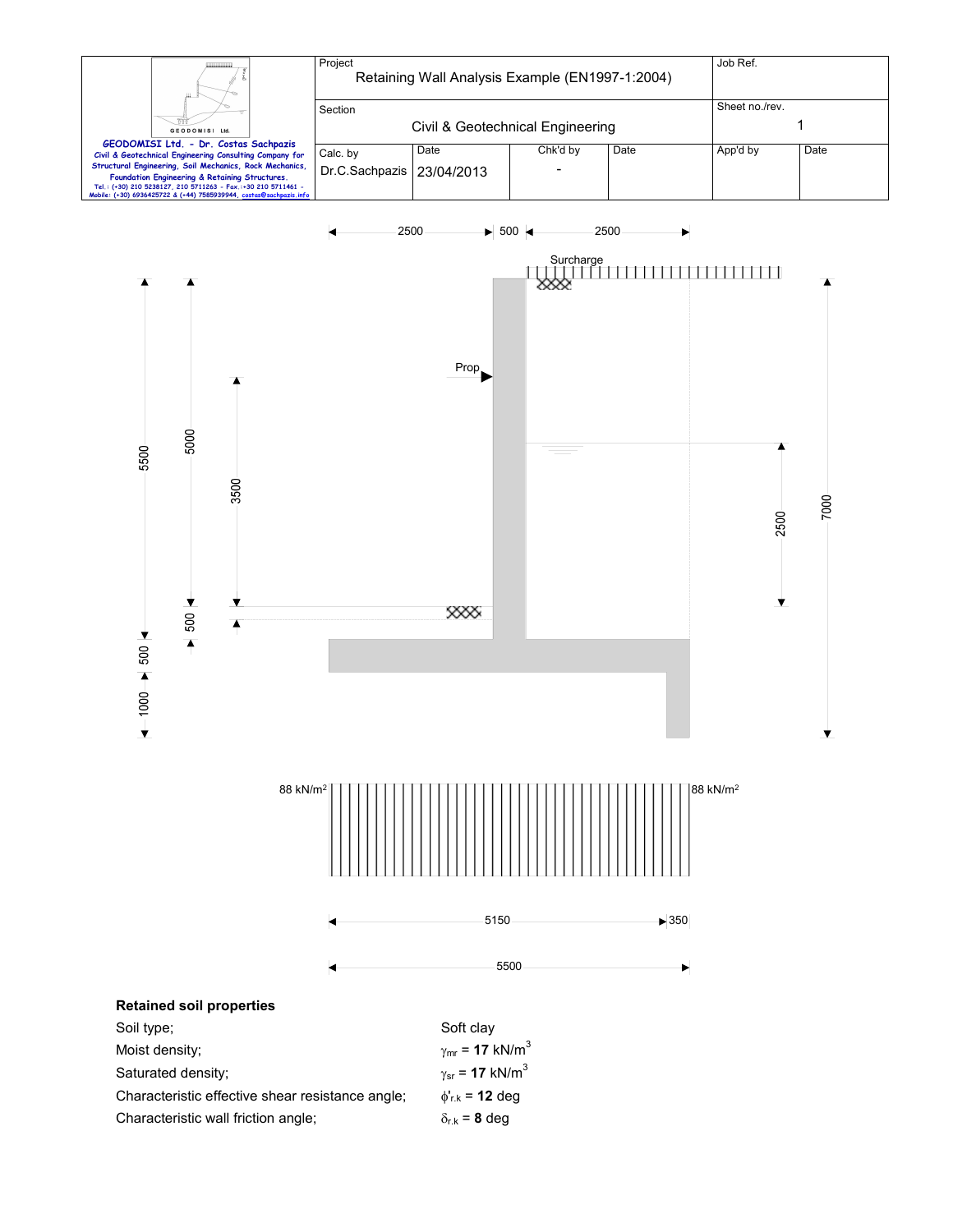## Retained soil properties

| | |
|---|---|
| Soil type; | Soft clay |
| Moist density; | $\gamma_{mr}$ = **17** kN/m$^3$ |
| Saturated density; | $\gamma_{sr}$ = **17** kN/m$^3$ |
| Characteristic effective shear resistance angle; | $\phi'_{r.k}$ = **12** deg |
| Characteristic wall friction angle; | $\delta_{r.k}$ = **8** deg |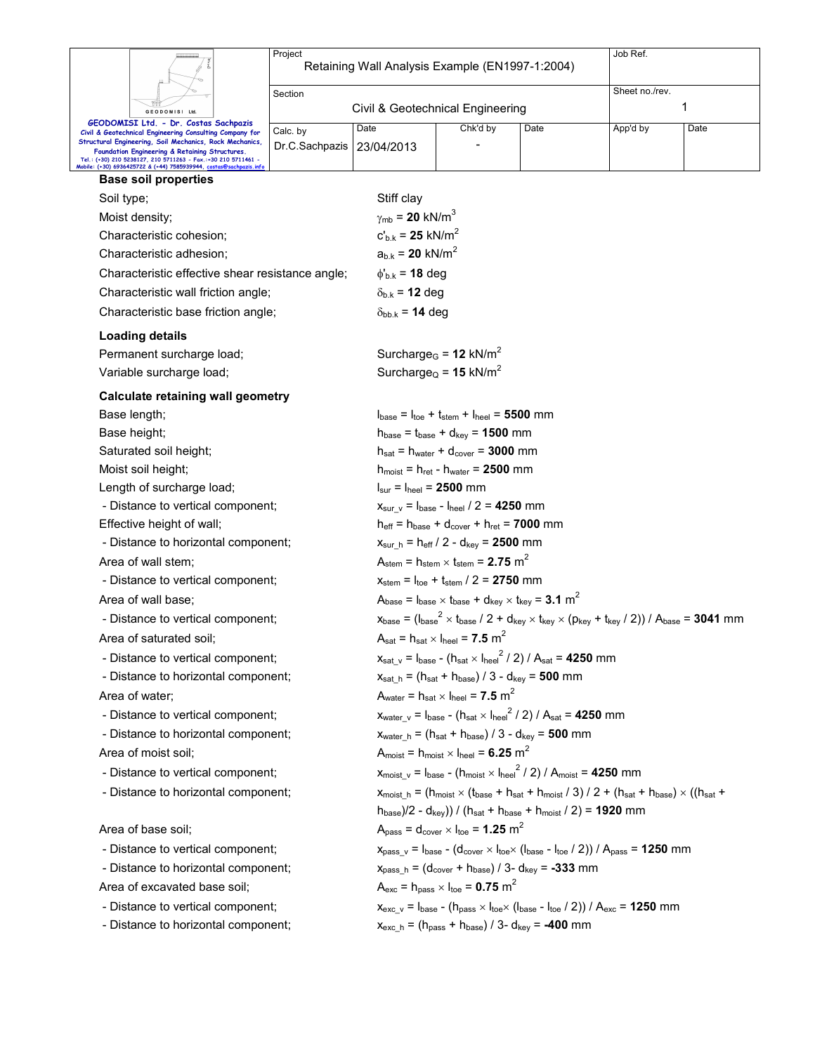### Base soil properties

| | |
|---|---|
| Soil type; | Stiff clay |
| Moist density; | $\gamma_{mb}$ = **20** kN/m$^3$ |
| Characteristic cohesion; | $c'_{b.k}$ = **25** kN/m$^2$ |
| Characteristic adhesion; | $a_{b.k}$ = **20** kN/m$^2$ |
| Characteristic effective shear resistance angle; | $\phi'_{b.k}$ = **18** deg |
| Characteristic wall friction angle; | $\delta_{b.k}$ = **12** deg |
| Characteristic base friction angle; | $\delta_{bb.k}$ = **14** deg |

### Loading details

| | |
|---|---|
| Permanent surcharge load; | $Surcharge_G$ = **12** kN/m$^2$ |
| Variable surcharge load; | $Surcharge_Q$ = **15** kN/m$^2$ |

### Calculate retaining wall geometry

| | |
|---|---|
| Base length; | $l_{base} = l_{toe} + t_{stem} + l_{heel}$ = **5500** mm |
| Base height; | $h_{base} = t_{base} + d_{key}$ = **1500** mm |
| Saturated soil height; | $h_{sat} = h_{water} + d_{cover}$ = **3000** mm |
| Moist soil height; | $h_{moist} = h_{ret} - h_{water}$ = **2500** mm |
| Length of surcharge load; | $l_{sur} = l_{heel}$ = **2500** mm |
| - Distance to vertical component; | $x_{sur\_v} = l_{base} - l_{heel} / 2$ = **4250** mm |
| Effective height of wall; | $h_{eff} = h_{base} + d_{cover} + h_{ret}$ = **7000** mm |
| - Distance to horizontal component; | $x_{sur\_h} = h_{eff} / 2 - d_{key}$ = **2500** mm |
| Area of wall stem; | $A_{stem} = h_{stem} \times t_{stem}$ = **2.75** m$^2$ |
| - Distance to vertical component; | $x_{stem} = l_{toe} + t_{stem} / 2$ = **2750** mm |
| Area of wall base; | $A_{base} = l_{base} \times t_{base} + d_{key} \times t_{key}$ = **3.1** m$^2$ |
| - Distance to vertical component; | $x_{base} = (l_{base}^2 \times t_{base} / 2 + d_{key} \times t_{key} \times (p_{key} + t_{key} / 2)) / A_{base}$ = **3041** mm |
| Area of saturated soil; | $A_{sat} = h_{sat} \times l_{heel}$ = **7.5** m$^2$ |
| - Distance to vertical component; | $x_{sat\_v} = l_{base} - (h_{sat} \times l_{heel}^2 / 2) / A_{sat}$ = **4250** mm |
| - Distance to horizontal component; | $x_{sat\_h} = (h_{sat} + h_{base}) / 3 - d_{key}$ = **500** mm |
| Area of water; | $A_{water} = h_{sat} \times l_{heel}$ = **7.5** m$^2$ |
| - Distance to vertical component; | $x_{water\_v} = l_{base} - (h_{sat} \times l_{heel}^2 / 2) / A_{sat}$ = **4250** mm |
| - Distance to horizontal component; | $x_{water\_h} = (h_{sat} + h_{base}) / 3 - d_{key}$ = **500** mm |
| Area of moist soil; | $A_{moist} = h_{moist} \times l_{heel}$ = **6.25** m$^2$ |
| - Distance to vertical component; | $x_{moist\_v} = l_{base} - (h_{moist} \times l_{heel}^2 / 2) / A_{moist}$ = **4250** mm |
| - Distance to horizontal component; | $x_{moist\_h} = (h_{moist} \times (t_{base} + h_{sat} + h_{moist} / 3) / 2 + (h_{sat} + h_{base}) \times ((h_{sat} + h_{base})/2 - d_{key})) / (h_{sat} + h_{base} + h_{moist} / 2)$ = **1920** mm |
| Area of base soil; | $A_{pass} = d_{cover} \times l_{toe}$ = **1.25** m$^2$ |
| - Distance to vertical component; | $x_{pass\_v} = l_{base} - (d_{cover} \times l_{toe} \times (l_{base} - l_{toe} / 2)) / A_{pass}$ = **1250** mm |
| - Distance to horizontal component; | $x_{pass\_h} = (d_{cover} + h_{base}) / 3 - d_{key}$ = **-333** mm |
| Area of excavated base soil; | $A_{exc} = h_{pass} \times l_{toe}$ = **0.75** m$^2$ |
| - Distance to vertical component; | $x_{exc\_v} = l_{base} - (h_{pass} \times l_{toe} \times (l_{base} - l_{toe} / 2)) / A_{exc}$ = **1250** mm |
| - Distance to horizontal component; | $x_{exc\_h} = (h_{pass} + h_{base}) / 3 - d_{key}$ = **-400** mm |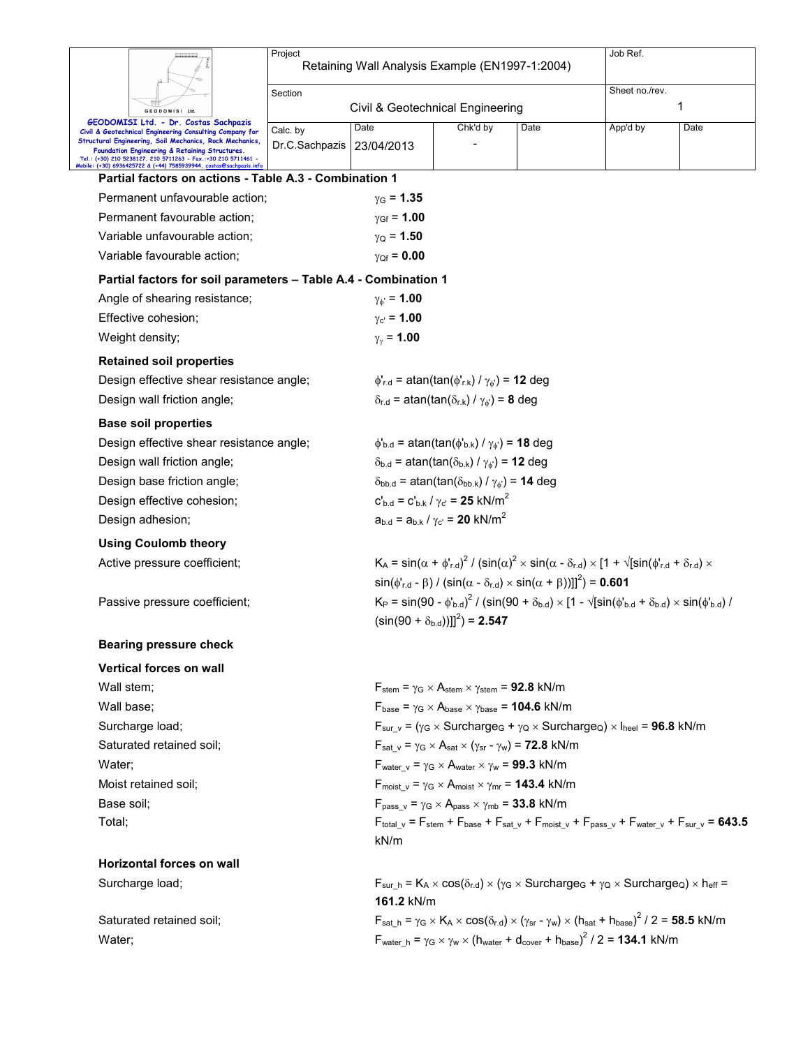**Partial factors on actions - Table A.3 - Combination 1**

Permanent unfavourable action; $\gamma_G$ = **1.35**

Permanent favourable action; $\gamma_{Gf}$ = **1.00**

Variable unfavourable action; $\gamma_Q$ = **1.50**

Variable favourable action; $\gamma_{Qf}$ = **0.00**

**Partial factors for soil parameters – Table A.4 - Combination 1**

Angle of shearing resistance; $\gamma_{\phi'}$ = **1.00**

Effective cohesion; $\gamma_{c'}$ = **1.00**

Weight density; $\gamma_\gamma$ = **1.00**

**Retained soil properties**

Design effective shear resistance angle; $\phi'_{r.d} = \text{atan}(\tan(\phi'_{r.k}) / \gamma_{\phi'})$ = **12** deg

Design wall friction angle; $\delta_{r.d} = \text{atan}(\tan(\delta_{r.k}) / \gamma_{\phi'})$ = **8** deg

**Base soil properties**

Design effective shear resistance angle; $\phi'_{b.d} = \text{atan}(\tan(\phi'_{b.k}) / \gamma_{\phi'})$ = **18** deg

Design wall friction angle; $\delta_{b.d} = \text{atan}(\tan(\delta_{b.k}) / \gamma_{\phi'})$ = **12** deg

Design base friction angle; $\delta_{bb.d} = \text{atan}(\tan(\delta_{bb.k}) / \gamma_{\phi'})$ = **14** deg

Design effective cohesion; $c'_{b.d} = c'_{b.k} / \gamma_{c'}$ = **25** kN/m$^2$

Design adhesion; $a_{b.d} = a_{b.k} / \gamma_{c'}$ = **20** kN/m$^2$

**Using Coulomb theory**

Active pressure coefficient; $K_A = \sin(\alpha + \phi'_{r.d})^2 / (\sin(\alpha)^2 \times \sin(\alpha - \delta_{r.d}) \times [1 + \sqrt{[\sin(\phi'_{r.d} + \delta_{r.d}) \times \sin(\phi'_{r.d} - \beta) / (\sin(\alpha - \delta_{r.d}) \times \sin(\alpha + \beta))]}]^2)$ = **0.601**

Passive pressure coefficient; $K_P = \sin(90 - \phi'_{b.d})^2 / (\sin(90 + \delta_{b.d}) \times [1 - \sqrt{[\sin(\phi'_{b.d} + \delta_{b.d}) \times \sin(\phi'_{b.d}) / (\sin(90 + \delta_{b.d}))]}]^2)$ = **2.547**

**Bearing pressure check**

**Vertical forces on wall**

Wall stem; $F_{stem} = \gamma_G \times A_{stem} \times \gamma_{stem}$ = **92.8** kN/m

Wall base; $F_{base} = \gamma_G \times A_{base} \times \gamma_{base}$ = **104.6** kN/m

Surcharge load; $F_{sur\_v} = (\gamma_G \times Surcharge_G + \gamma_Q \times Surcharge_Q) \times l_{heel}$ = **96.8** kN/m

Saturated retained soil; $F_{sat\_v} = \gamma_G \times A_{sat} \times (\gamma_{sr} - \gamma_w)$ = **72.8** kN/m

Water; $F_{water\_v} = \gamma_G \times A_{water} \times \gamma_w$ = **99.3** kN/m

Moist retained soil; $F_{moist\_v} = \gamma_G \times A_{moist} \times \gamma_{mr}$ = **143.4** kN/m

Base soil; $F_{pass\_v} = \gamma_G \times A_{pass} \times \gamma_{mb}$ = **33.8** kN/m

Total; $F_{total\_v} = F_{stem} + F_{base} + F_{sat\_v} + F_{moist\_v} + F_{pass\_v} + F_{water\_v} + F_{sur\_v}$ = **643.5** kN/m

**Horizontal forces on wall**

Surcharge load; $F_{sur\_h} = K_A \times \cos(\delta_{r.d}) \times (\gamma_G \times Surcharge_G + \gamma_Q \times Surcharge_Q) \times h_{eff}$ = **161.2** kN/m

Saturated retained soil; $F_{sat\_h} = \gamma_G \times K_A \times \cos(\delta_{r.d}) \times (\gamma_{sr} - \gamma_w) \times (h_{sat} + h_{base})^2 / 2$ = **58.5** kN/m

Water; $F_{water\_h} = \gamma_G \times \gamma_w \times (h_{water} + d_{cover} + h_{base})^2 / 2$ = **134.1** kN/m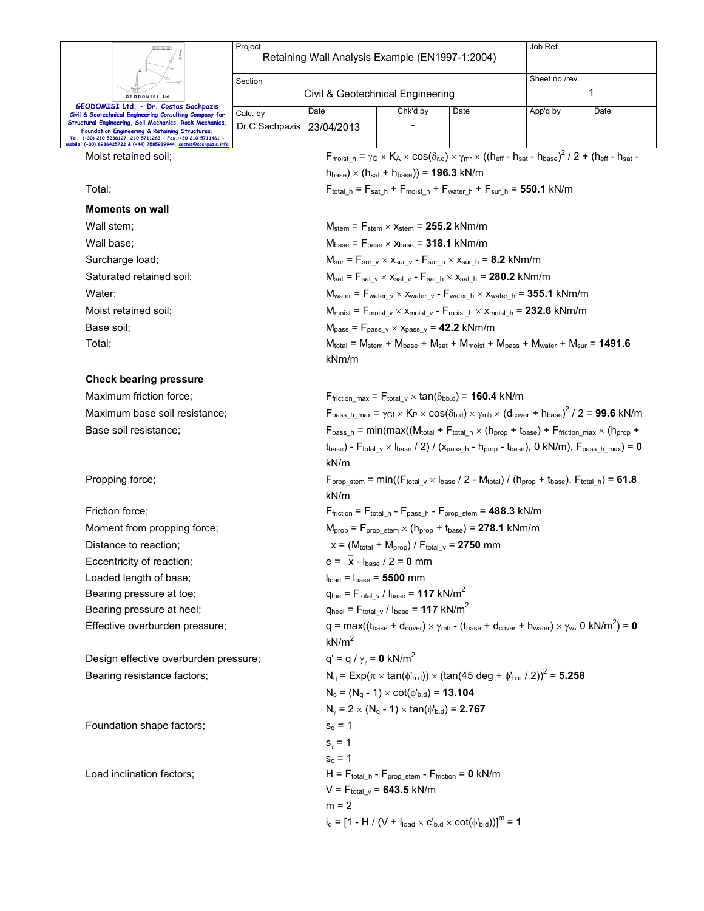Moist retained soil; $F_{moist\_h} = \gamma_G \times K_A \times \cos(\delta_{r.d}) \times \gamma_{mr} \times ((h_{eff} - h_{sat} - h_{base})^2 / 2 + (h_{eff} - h_{sat} - h_{base}) \times (h_{sat} + h_{base}))$ = **196.3** kN/m

Total; $F_{total\_h} = F_{sat\_h} + F_{moist\_h} + F_{water\_h} + F_{sur\_h}$ = **550.1** kN/m

**Moments on wall**

Wall stem; $M_{stem} = F_{stem} \times x_{stem}$ = **255.2** kNm/m

Wall base; $M_{base} = F_{base} \times x_{base}$ = **318.1** kNm/m

Surcharge load; $M_{sur} = F_{sur\_v} \times x_{sur\_v} - F_{sur\_h} \times x_{sur\_h}$ = **8.2** kNm/m

Saturated retained soil; $M_{sat} = F_{sat\_v} \times x_{sat\_v} - F_{sat\_h} \times x_{sat\_h}$ = **280.2** kNm/m

Water; $M_{water} = F_{water\_v} \times x_{water\_v} - F_{water\_h} \times x_{water\_h}$ = **355.1** kNm/m

Moist retained soil; $M_{moist} = F_{moist\_v} \times x_{moist\_v} - F_{moist\_h} \times x_{moist\_h}$ = **232.6** kNm/m

Base soil; $M_{pass} = F_{pass\_v} \times x_{pass\_v}$ = **42.2** kNm/m

Total; $M_{total} = M_{stem} + M_{base} + M_{sat} + M_{moist} + M_{pass} + M_{water} + M_{sur}$ = **1491.6** kNm/m

**Check bearing pressure**

Maximum friction force; $F_{friction\_max} = F_{total\_v} \times \tan(\delta_{bb.d})$ = **160.4** kN/m

Maximum base soil resistance; $F_{pass\_h\_max} = \gamma_{Gf} \times K_P \times \cos(\delta_{b.d}) \times \gamma_{mb} \times (d_{cover} + h_{base})^2 / 2$ = **99.6** kN/m

Base soil resistance; $F_{pass\_h} = \min(\max((M_{total} + F_{total\_h} \times (h_{prop} + t_{base}) + F_{friction\_max} \times (h_{prop} + t_{base}) - F_{total\_v} \times l_{base} / 2) / (x_{pass\_h} - h_{prop} - t_{base}), 0 \text{ kN/m}), F_{pass\_h\_max})$ = **0** kN/m

Propping force; $F_{prop\_stem} = \min((F_{total\_v} \times l_{base} / 2 - M_{total}) / (h_{prop} + t_{base}), F_{total\_h})$ = **61.8** kN/m

Friction force; $F_{friction} = F_{total\_h} - F_{pass\_h} - F_{prop\_stem}$ = **488.3** kN/m

Moment from propping force; $M_{prop} = F_{prop\_stem} \times (h_{prop} + t_{base})$ = **278.1** kNm/m

Distance to reaction; $\bar{x} = (M_{total} + M_{prop}) / F_{total\_v}$ = **2750** mm

Eccentricity of reaction; $e = \bar{x} - l_{base} / 2$ = **0** mm

Loaded length of base; $l_{load} = l_{base}$ = **5500** mm

Bearing pressure at toe; $q_{toe} = F_{total\_v} / l_{base}$ = **117** kN/m$^2$

Bearing pressure at heel; $q_{heel} = F_{total\_v} / l_{base}$ = **117** kN/m$^2$

Effective overburden pressure; $q = \max((t_{base} + d_{cover}) \times \gamma_{mb} - (t_{base} + d_{cover} + h_{water}) \times \gamma_w, 0 \text{ kN/m}^2)$ = **0** kN/m$^2$

Design effective overburden pressure; $q' = q / \gamma_\gamma$ = **0** kN/m$^2$

Bearing resistance factors; $N_q = \text{Exp}(\pi \times \tan(\phi'_{b.d})) \times (\tan(45 \text{ deg} + \phi'_{b.d} / 2))^2$ = **5.258**

$N_c = (N_q - 1) \times \cot(\phi'_{b.d})$ = **13.104**

$N_\gamma = 2 \times (N_q - 1) \times \tan(\phi'_{b.d})$ = **2.767**

Foundation shape factors; $s_q = 1$

$s_\gamma = 1$

$s_c = 1$

Load inclination factors; $H = F_{total\_h} - F_{prop\_stem} - F_{friction}$ = **0** kN/m

$V = F_{total\_v}$ = **643.5** kN/m

$m = 2$

$i_q = [1 - H / (V + l_{load} \times c'_{b.d} \times \cot(\phi'_{b.d}))]^m$ = **1**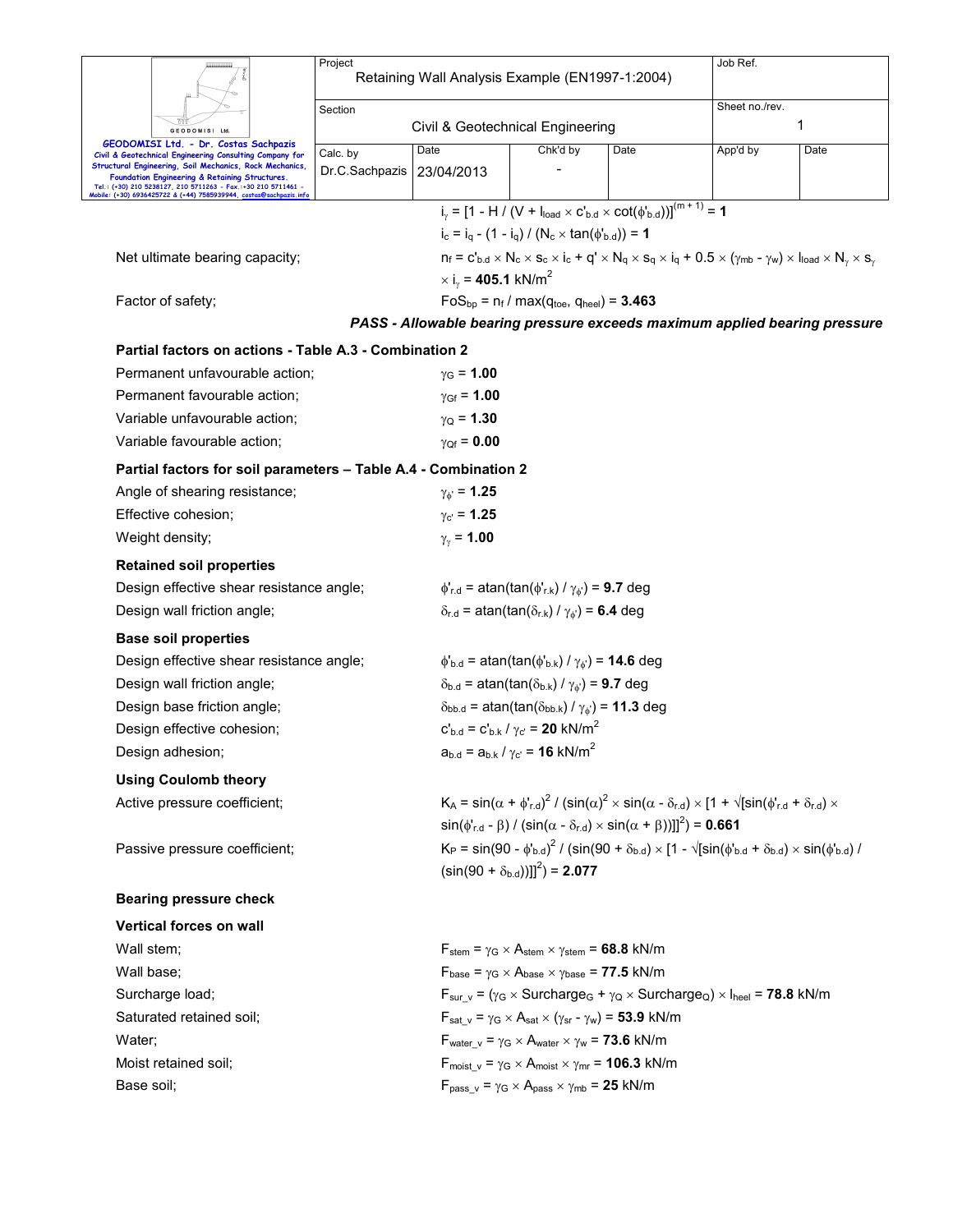$i_\gamma = [1 - H / (V + l_{load} \times c'_{b.d} \times \cot(\phi'_{b.d}))]^{(m + 1)} = \mathbf{1}$

$i_c = i_q - (1 - i_q) / (N_c \times \tan(\phi'_{b.d})) = \mathbf{1}$

Net ultimate bearing capacity; $n_f = c'_{b.d} \times N_c \times s_c \times i_c + q' \times N_q \times s_q \times i_q + 0.5 \times (\gamma_{mb} - \gamma_w) \times l_{load} \times N_\gamma \times s_\gamma \times i_\gamma = \mathbf{405.1}$ kN/m$^2$

Factor of safety; $FoS_{bp} = n_f / \max(q_{toe}, q_{heel}) = \mathbf{3.463}$

***PASS - Allowable bearing pressure exceeds maximum applied bearing pressure***

**Partial factors on actions - Table A.3 - Combination 2**

Permanent unfavourable action; $\gamma_G = \mathbf{1.00}$

Permanent favourable action; $\gamma_{Gf} = \mathbf{1.00}$

Variable unfavourable action; $\gamma_Q = \mathbf{1.30}$

Variable favourable action; $\gamma_{Qf} = \mathbf{0.00}$

**Partial factors for soil parameters – Table A.4 - Combination 2**

Angle of shearing resistance; $\gamma_{\phi'} = \mathbf{1.25}$

Effective cohesion; $\gamma_{c'} = \mathbf{1.25}$

Weight density; $\gamma_\gamma = \mathbf{1.00}$

**Retained soil properties**

Design effective shear resistance angle; $\phi'_{r.d} = \text{atan}(\tan(\phi'_{r.k}) / \gamma_{\phi'}) = \mathbf{9.7}$ deg

Design wall friction angle; $\delta_{r.d} = \text{atan}(\tan(\delta_{r.k}) / \gamma_{\phi'}) = \mathbf{6.4}$ deg

**Base soil properties**

Design effective shear resistance angle; $\phi'_{b.d} = \text{atan}(\tan(\phi'_{b.k}) / \gamma_{\phi'}) = \mathbf{14.6}$ deg

Design wall friction angle; $\delta_{b.d} = \text{atan}(\tan(\delta_{b.k}) / \gamma_{\phi'}) = \mathbf{9.7}$ deg

Design base friction angle; $\delta_{bb.d} = \text{atan}(\tan(\delta_{bb.k}) / \gamma_{\phi'}) = \mathbf{11.3}$ deg

Design effective cohesion; $c'_{b.d} = c'_{b.k} / \gamma_{c'} = \mathbf{20}$ kN/m$^2$

Design adhesion; $a_{b.d} = a_{b.k} / \gamma_{c'} = \mathbf{16}$ kN/m$^2$

**Using Coulomb theory**

Active pressure coefficient; $K_A = \sin(\alpha + \phi'_{r.d})^2 / (\sin(\alpha)^2 \times \sin(\alpha - \delta_{r.d}) \times [1 + \sqrt{[\sin(\phi'_{r.d} + \delta_{r.d}) \times \sin(\phi'_{r.d} - \beta) / (\sin(\alpha - \delta_{r.d}) \times \sin(\alpha + \beta))]}]^2) = \mathbf{0.661}$

Passive pressure coefficient; $K_P = \sin(90 - \phi'_{b.d})^2 / (\sin(90 + \delta_{b.d}) \times [1 - \sqrt{[\sin(\phi'_{b.d} + \delta_{b.d}) \times \sin(\phi'_{b.d}) / (\sin(90 + \delta_{b.d}))]}]^2) = \mathbf{2.077}$

**Bearing pressure check**

**Vertical forces on wall**

Wall stem; $F_{stem} = \gamma_G \times A_{stem} \times \gamma_{stem} = \mathbf{68.8}$ kN/m

Wall base; $F_{base} = \gamma_G \times A_{base} \times \gamma_{base} = \mathbf{77.5}$ kN/m

Surcharge load; $F_{sur\_v} = (\gamma_G \times Surcharge_G + \gamma_Q \times Surcharge_Q) \times l_{heel} = \mathbf{78.8}$ kN/m

Saturated retained soil; $F_{sat\_v} = \gamma_G \times A_{sat} \times (\gamma_{sr} - \gamma_w) = \mathbf{53.9}$ kN/m

Water; $F_{water\_v} = \gamma_G \times A_{water} \times \gamma_w = \mathbf{73.6}$ kN/m

Moist retained soil; $F_{moist\_v} = \gamma_G \times A_{moist} \times \gamma_{mr} = \mathbf{106.3}$ kN/m

Base soil; $F_{pass\_v} = \gamma_G \times A_{pass} \times \gamma_{mb} = \mathbf{25}$ kN/m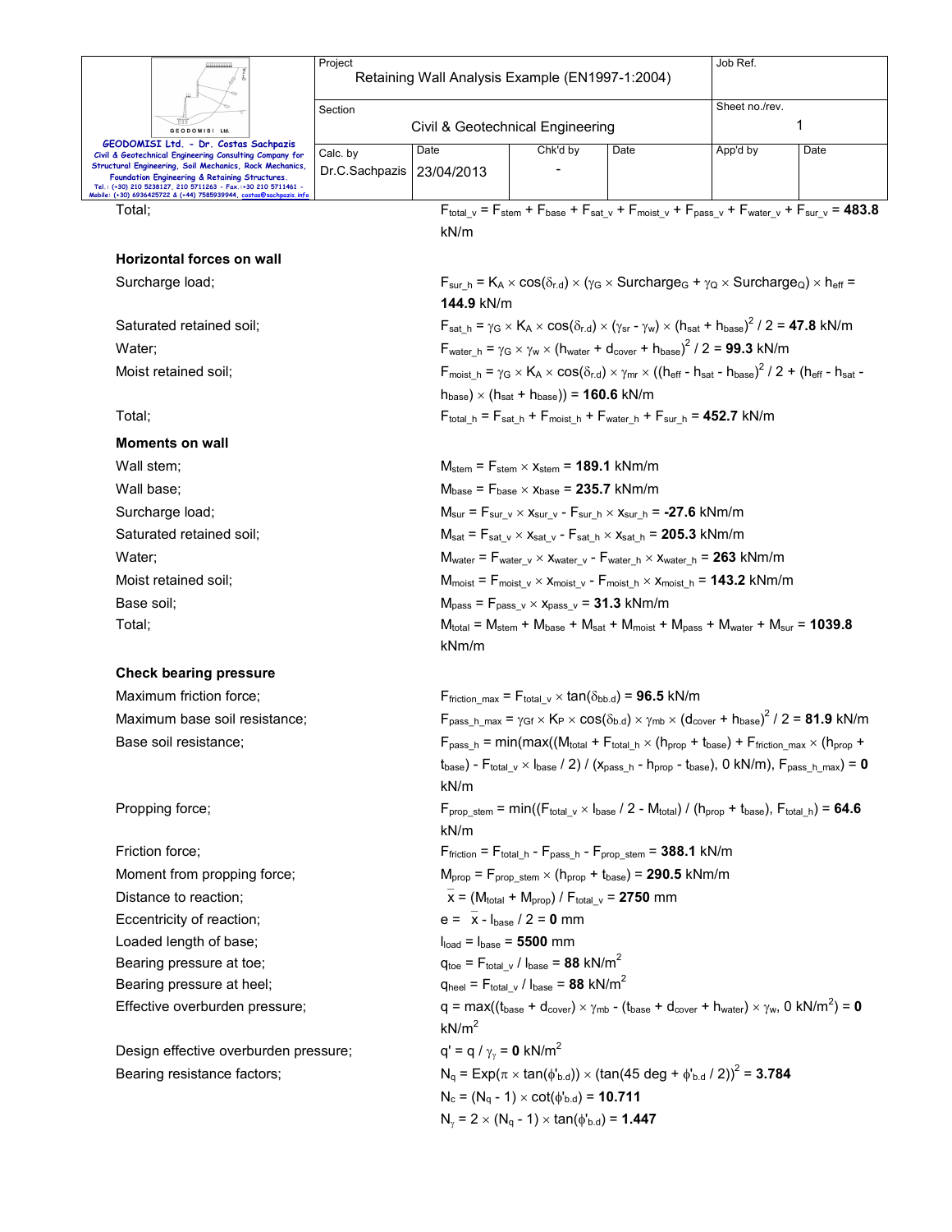Total; $F_{total\_v} = F_{stem} + F_{base} + F_{sat\_v} + F_{moist\_v} + F_{pass\_v} + F_{water\_v} + F_{sur\_v}$ = **483.8** kN/m

**Horizontal forces on wall**

Surcharge load; $F_{sur\_h} = K_A \times \cos(\delta_{r.d}) \times (\gamma_G \times Surcharge_G + \gamma_Q \times Surcharge_Q) \times h_{eff}$ = **144.9** kN/m

Saturated retained soil; $F_{sat\_h} = \gamma_G \times K_A \times \cos(\delta_{r.d}) \times (\gamma_{sr} - \gamma_w) \times (h_{sat} + h_{base})^2 / 2$ = **47.8** kN/m

Water; $F_{water\_h} = \gamma_G \times \gamma_w \times (h_{water} + d_{cover} + h_{base})^2 / 2$ = **99.3** kN/m

Moist retained soil; $F_{moist\_h} = \gamma_G \times K_A \times \cos(\delta_{r.d}) \times \gamma_{mr} \times ((h_{eff} - h_{sat} - h_{base})^2 / 2 + (h_{eff} - h_{sat} - h_{base}) \times (h_{sat} + h_{base}))$ = **160.6** kN/m

Total; $F_{total\_h} = F_{sat\_h} + F_{moist\_h} + F_{water\_h} + F_{sur\_h}$ = **452.7** kN/m

**Moments on wall**

Wall stem; $M_{stem} = F_{stem} \times x_{stem}$ = **189.1** kNm/m

Wall base; $M_{base} = F_{base} \times x_{base}$ = **235.7** kNm/m

Surcharge load; $M_{sur} = F_{sur\_v} \times x_{sur\_v} - F_{sur\_h} \times x_{sur\_h}$ = **-27.6** kNm/m

Saturated retained soil; $M_{sat} = F_{sat\_v} \times x_{sat\_v} - F_{sat\_h} \times x_{sat\_h}$ = **205.3** kNm/m

Water; $M_{water} = F_{water\_v} \times x_{water\_v} - F_{water\_h} \times x_{water\_h}$ = **263** kNm/m

Moist retained soil; $M_{moist} = F_{moist\_v} \times x_{moist\_v} - F_{moist\_h} \times x_{moist\_h}$ = **143.2** kNm/m

Base soil; $M_{pass} = F_{pass\_v} \times x_{pass\_v}$ = **31.3** kNm/m

Total; $M_{total} = M_{stem} + M_{base} + M_{sat} + M_{moist} + M_{pass} + M_{water} + M_{sur}$ = **1039.8** kNm/m

**Check bearing pressure**

Maximum friction force; $F_{friction\_max} = F_{total\_v} \times \tan(\delta_{bb.d})$ = **96.5** kN/m

Maximum base soil resistance; $F_{pass\_h\_max} = \gamma_{Gf} \times K_P \times \cos(\delta_{b.d}) \times \gamma_{mb} \times (d_{cover} + h_{base})^2 / 2$ = **81.9** kN/m

Base soil resistance; $F_{pass\_h} = \min(\max((M_{total} + F_{total\_h} \times (h_{prop} + t_{base}) + F_{friction\_max} \times (h_{prop} + t_{base}) - F_{total\_v} \times l_{base} / 2) / (x_{pass\_h} - h_{prop} - t_{base}), 0 \text{ kN/m}), F_{pass\_h\_max})$ = **0** kN/m

Propping force; $F_{prop\_stem} = \min((F_{total\_v} \times l_{base} / 2 - M_{total}) / (h_{prop} + t_{base}), F_{total\_h})$ = **64.6** kN/m

Friction force; $F_{friction} = F_{total\_h} - F_{pass\_h} - F_{prop\_stem}$ = **388.1** kN/m

Moment from propping force; $M_{prop} = F_{prop\_stem} \times (h_{prop} + t_{base})$ = **290.5** kNm/m

Distance to reaction; $\bar{x} = (M_{total} + M_{prop}) / F_{total\_v}$ = **2750** mm

Eccentricity of reaction; $e = \bar{x} - l_{base} / 2$ = **0** mm

Loaded length of base; $l_{load} = l_{base}$ = **5500** mm

Bearing pressure at toe; $q_{toe} = F_{total\_v} / l_{base}$ = **88** kN/m$^2$

Bearing pressure at heel; $q_{heel} = F_{total\_v} / l_{base}$ = **88** kN/m$^2$

Effective overburden pressure; $q = \max((t_{base} + d_{cover}) \times \gamma_{mb} - (t_{base} + d_{cover} + h_{water}) \times \gamma_w, 0 \text{ kN/m}^2)$ = **0** kN/m$^2$

Design effective overburden pressure; $q' = q / \gamma_\gamma$ = **0** kN/m$^2$

Bearing resistance factors; $N_q = \text{Exp}(\pi \times \tan(\phi'_{b.d})) \times (\tan(45 \text{ deg} + \phi'_{b.d} / 2))^2$ = **3.784**

$N_c = (N_q - 1) \times \cot(\phi'_{b.d})$ = **10.711**

$N_\gamma = 2 \times (N_q - 1) \times \tan(\phi'_{b.d})$ = **1.447**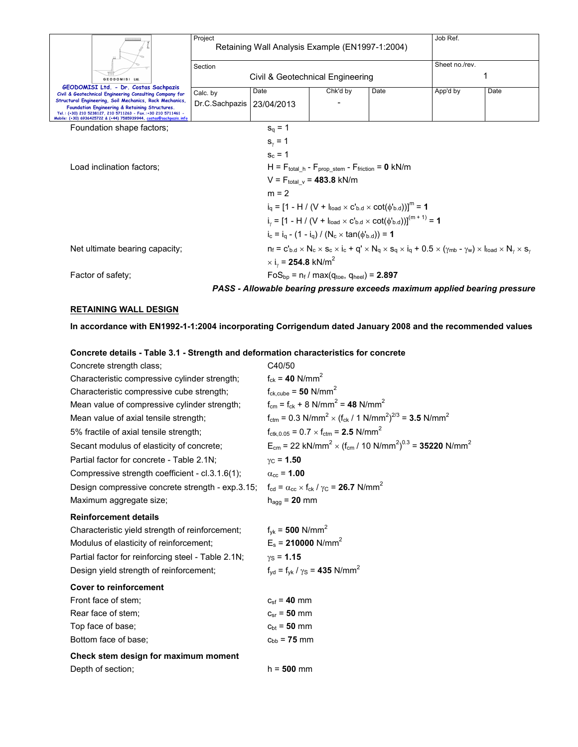Foundation shape factors; $s_q = 1$

$s_\gamma = 1$

$s_c = 1$

Load inclination factors; $H = F_{total\_h} - F_{prop\_stem} - F_{friction} = \mathbf{0}$ kN/m

$V = F_{total\_v} = \mathbf{483.8}$ kN/m

$m = 2$

$i_q = [1 - H / (V + l_{load} \times c'_{b.d} \times \cot(\phi'_{b.d}))]^m = \mathbf{1}$

$i_\gamma = [1 - H / (V + l_{load} \times c'_{b.d} \times \cot(\phi'_{b.d}))]^{(m+1)} = \mathbf{1}$

$i_c = i_q - (1 - i_q) / (N_c \times \tan(\phi'_{b.d})) = \mathbf{1}$

Net ultimate bearing capacity; $n_f = c'_{b.d} \times N_c \times s_c \times i_c + q' \times N_q \times s_q \times i_q + 0.5 \times (\gamma_{mb} - \gamma_w) \times l_{load} \times N_\gamma \times s_\gamma \times i_\gamma = \mathbf{254.8}$ kN/m$^2$

Factor of safety; $FoS_{bp} = n_f / \max(q_{toe}, q_{heel}) = \mathbf{2.897}$

***PASS - Allowable bearing pressure exceeds maximum applied bearing pressure***

## RETAINING WALL DESIGN

**In accordance with EN1992-1-1:2004 incorporating Corrigendum dated January 2008 and the recommended values**

### Concrete details - Table 3.1 - Strength and deformation characteristics for concrete

| | |
|---|---|
| Concrete strength class; | C40/50 |
| Characteristic compressive cylinder strength; | $f_{ck} = \mathbf{40}$ N/mm$^2$ |
| Characteristic compressive cube strength; | $f_{ck,cube} = \mathbf{50}$ N/mm$^2$ |
| Mean value of compressive cylinder strength; | $f_{cm} = f_{ck} + 8$ N/mm$^2$ = **48** N/mm$^2$ |
| Mean value of axial tensile strength; | $f_{ctm} = 0.3$ N/mm$^2 \times (f_{ck} / 1$ N/mm$^2)^{2/3}$ = **3.5** N/mm$^2$ |
| 5% fractile of axial tensile strength; | $f_{ctk,0.05} = 0.7 \times f_{ctm} = \mathbf{2.5}$ N/mm$^2$ |
| Secant modulus of elasticity of concrete; | $E_{cm} = 22$ kN/mm$^2 \times (f_{cm} / 10$ N/mm$^2)^{0.3}$ = **35220** N/mm$^2$ |
| Partial factor for concrete - Table 2.1N; | $\gamma_C = \mathbf{1.50}$ |
| Compressive strength coefficient - cl.3.1.6(1); | $\alpha_{cc} = \mathbf{1.00}$ |
| Design compressive concrete strength - exp.3.15; | $f_{cd} = \alpha_{cc} \times f_{ck} / \gamma_C = \mathbf{26.7}$ N/mm$^2$ |
| Maximum aggregate size; | $h_{agg} = \mathbf{20}$ mm |

### Reinforcement details

| | |
|---|---|
| Characteristic yield strength of reinforcement; | $f_{yk} = \mathbf{500}$ N/mm$^2$ |
| Modulus of elasticity of reinforcement; | $E_s = \mathbf{210000}$ N/mm$^2$ |
| Partial factor for reinforcing steel - Table 2.1N; | $\gamma_S = \mathbf{1.15}$ |
| Design yield strength of reinforcement; | $f_{yd} = f_{yk} / \gamma_S = \mathbf{435}$ N/mm$^2$ |

### Cover to reinforcement

| | |
|---|---|
| Front face of stem; | $c_{sf} = \mathbf{40}$ mm |
| Rear face of stem; | $c_{sr} = \mathbf{50}$ mm |
| Top face of base; | $c_{bt} = \mathbf{50}$ mm |
| Bottom face of base; | $c_{bb} = \mathbf{75}$ mm |

### Check stem design for maximum moment

Depth of section; $h = \mathbf{500}$ mm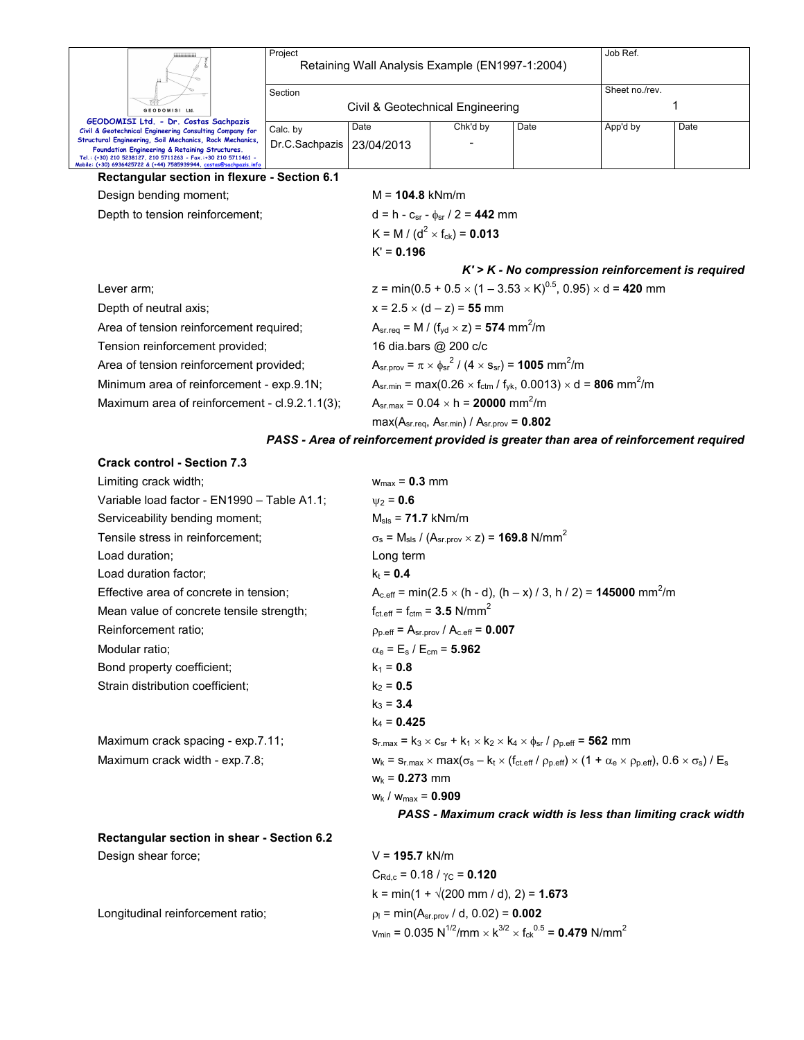### Rectangular section in flexure - Section 6.1

| | |
|---|---|
| Design bending moment; | $M$ = **104.8** kNm/m |
| Depth to tension reinforcement; | $d = h - c_{sr} - \phi_{sr} / 2$ = **442** mm |
| | $K = M / (d^2 \times f_{ck})$ = **0.013** |
| | $K'$ = **0.196** |

***K' > K - No compression reinforcement is required***

| | |
|---|---|
| Lever arm; | $z = \min(0.5 + 0.5 \times (1 - 3.53 \times K)^{0.5}, 0.95) \times d$ = **420** mm |
| Depth of neutral axis; | $x = 2.5 \times (d - z)$ = **55** mm |
| Area of tension reinforcement required; | $A_{sr.req} = M / (f_{yd} \times z)$ = **574** mm²/m |
| Tension reinforcement provided; | 16 dia.bars @ 200 c/c |
| Area of tension reinforcement provided; | $A_{sr.prov} = \pi \times \phi_{sr}^2 / (4 \times s_{sr})$ = **1005** mm²/m |
| Minimum area of reinforcement - exp.9.1N; | $A_{sr.min} = \max(0.26 \times f_{ctm} / f_{yk}, 0.0013) \times d$ = **806** mm²/m |
| Maximum area of reinforcement - cl.9.2.1.1(3); | $A_{sr.max} = 0.04 \times h$ = **20000** mm²/m |
| | $\max(A_{sr.req}, A_{sr.min}) / A_{sr.prov}$ = **0.802** |

***PASS - Area of reinforcement provided is greater than area of reinforcement required***

### Crack control - Section 7.3

| | |
|---|---|
| Limiting crack width; | $w_{max}$ = **0.3** mm |
| Variable load factor - EN1990 – Table A1.1; | $\psi_2$ = **0.6** |
| Serviceability bending moment; | $M_{sls}$ = **71.7** kNm/m |
| Tensile stress in reinforcement; | $\sigma_s = M_{sls} / (A_{sr.prov} \times z)$ = **169.8** N/mm² |
| Load duration; | Long term |
| Load duration factor; | $k_t$ = **0.4** |
| Effective area of concrete in tension; | $A_{c.eff} = \min(2.5 \times (h - d), (h - x) / 3, h / 2)$ = **145000** mm²/m |
| Mean value of concrete tensile strength; | $f_{ct.eff} = f_{ctm}$ = **3.5** N/mm² |
| Reinforcement ratio; | $\rho_{p.eff} = A_{sr.prov} / A_{c.eff}$ = **0.007** |
| Modular ratio; | $\alpha_e = E_s / E_{cm}$ = **5.962** |
| Bond property coefficient; | $k_1$ = **0.8** |
| Strain distribution coefficient; | $k_2$ = **0.5** |
| | $k_3$ = **3.4** |
| | $k_4$ = **0.425** |
| Maximum crack spacing - exp.7.11; | $s_{r.max} = k_3 \times c_{sr} + k_1 \times k_2 \times k_4 \times \phi_{sr} / \rho_{p.eff}$ = **562** mm |
| Maximum crack width - exp.7.8; | $w_k = s_{r.max} \times \max(\sigma_s - k_t \times (f_{ct.eff} / \rho_{p.eff}) \times (1 + \alpha_e \times \rho_{p.eff}), 0.6 \times \sigma_s) / E_s$ |
| | $w_k$ = **0.273** mm |
| | $w_k / w_{max}$ = **0.909** |

***PASS - Maximum crack width is less than limiting crack width***

### Rectangular section in shear - Section 6.2

| | |
|---|---|
| Design shear force; | $V$ = **195.7** kN/m |
| | $C_{Rd,c} = 0.18 / \gamma_C$ = **0.120** |
| | $k = \min(1 + \sqrt{(200 \text{ mm} / d)}, 2)$ = **1.673** |
| Longitudinal reinforcement ratio; | $\rho_l = \min(A_{sr.prov} / d, 0.02)$ = **0.002** |
| | $v_{min} = 0.035 \text{ N}^{1/2}/\text{mm} \times k^{3/2} \times f_{ck}^{0.5}$ = **0.479** N/mm² |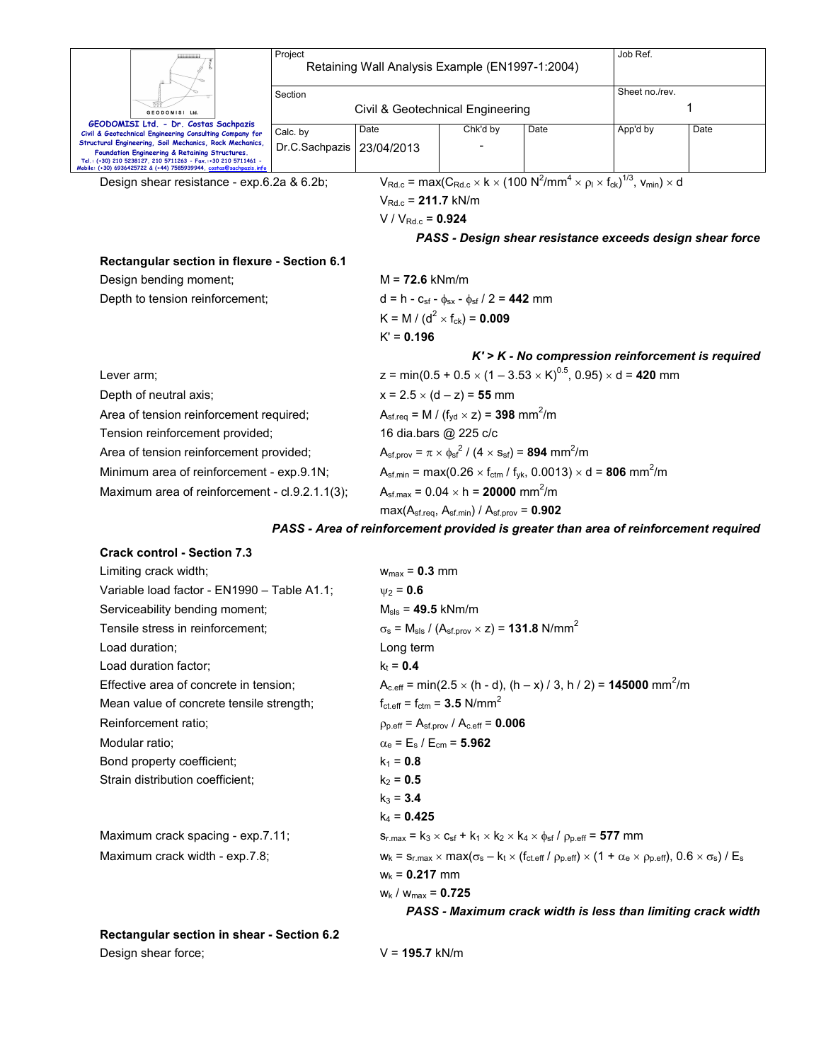Design shear resistance - exp.6.2a & 6.2b; $V_{Rd.c} = \max(C_{Rd.c} \times k \times (100 \text{ N}^2/\text{mm}^4 \times \rho_l \times f_{ck})^{1/3}, v_{min}) \times d$

$V_{Rd.c}$ = **211.7** kN/m

$V / V_{Rd.c}$ = **0.924**

***PASS - Design shear resistance exceeds design shear force***

**Rectangular section in flexure - Section 6.1**

Design bending moment; $M$ = **72.6** kNm/m

Depth to tension reinforcement; $d = h - c_{sf} - \phi_{sx} - \phi_{sf} / 2$ = **442** mm

$K = M / (d^2 \times f_{ck})$ = **0.009**

$K'$ = **0.196**

***K' > K - No compression reinforcement is required***

Lever arm; $z = \min(0.5 + 0.5 \times (1 - 3.53 \times K)^{0.5}, 0.95) \times d$ = **420** mm

Depth of neutral axis; $x = 2.5 \times (d - z)$ = **55** mm

Area of tension reinforcement required; $A_{sf.req} = M / (f_{yd} \times z)$ = **398** mm²/m

Tension reinforcement provided; 16 dia.bars @ 225 c/c

Area of tension reinforcement provided; $A_{sf.prov} = \pi \times \phi_{sf}^2 / (4 \times s_{sf})$ = **894** mm²/m

Minimum area of reinforcement - exp.9.1N; $A_{sf.min} = \max(0.26 \times f_{ctm} / f_{yk}, 0.0013) \times d$ = **806** mm²/m

Maximum area of reinforcement - cl.9.2.1.1(3); $A_{sf.max} = 0.04 \times h$ = **20000** mm²/m

$\max(A_{sf.req}, A_{sf.min}) / A_{sf.prov}$ = **0.902**

***PASS - Area of reinforcement provided is greater than area of reinforcement required***

**Crack control - Section 7.3**

Limiting crack width; $w_{max}$ = **0.3** mm

Variable load factor - EN1990 – Table A1.1; $\psi_2$ = **0.6**

Serviceability bending moment; $M_{sls}$ = **49.5** kNm/m

Tensile stress in reinforcement; $\sigma_s = M_{sls} / (A_{sf.prov} \times z)$ = **131.8** N/mm²

Load duration; Long term

Load duration factor; $k_t$ = **0.4**

Effective area of concrete in tension; $A_{c.eff} = \min(2.5 \times (h - d), (h - x) / 3, h / 2)$ = **145000** mm²/m

Mean value of concrete tensile strength; $f_{ct.eff} = f_{ctm}$ = **3.5** N/mm²

Reinforcement ratio; $\rho_{p.eff} = A_{sf.prov} / A_{c.eff}$ = **0.006**

Modular ratio; $\alpha_e = E_s / E_{cm}$ = **5.962**

Bond property coefficient; $k_1$ = **0.8**

Strain distribution coefficient; $k_2$ = **0.5**

$k_3$ = **3.4**

$k_4$ = **0.425**

Maximum crack spacing - exp.7.11; $s_{r.max} = k_3 \times c_{sf} + k_1 \times k_2 \times k_4 \times \phi_{sf} / \rho_{p.eff}$ = **577** mm

Maximum crack width - exp.7.8; $w_k = s_{r.max} \times \max(\sigma_s - k_t \times (f_{ct.eff} / \rho_{p.eff}) \times (1 + \alpha_e \times \rho_{p.eff}), 0.6 \times \sigma_s) / E_s$

$w_k$ = **0.217** mm

$w_k / w_{max}$ = **0.725**

***PASS - Maximum crack width is less than limiting crack width***

**Rectangular section in shear - Section 6.2**

Design shear force; $V$ = **195.7** kN/m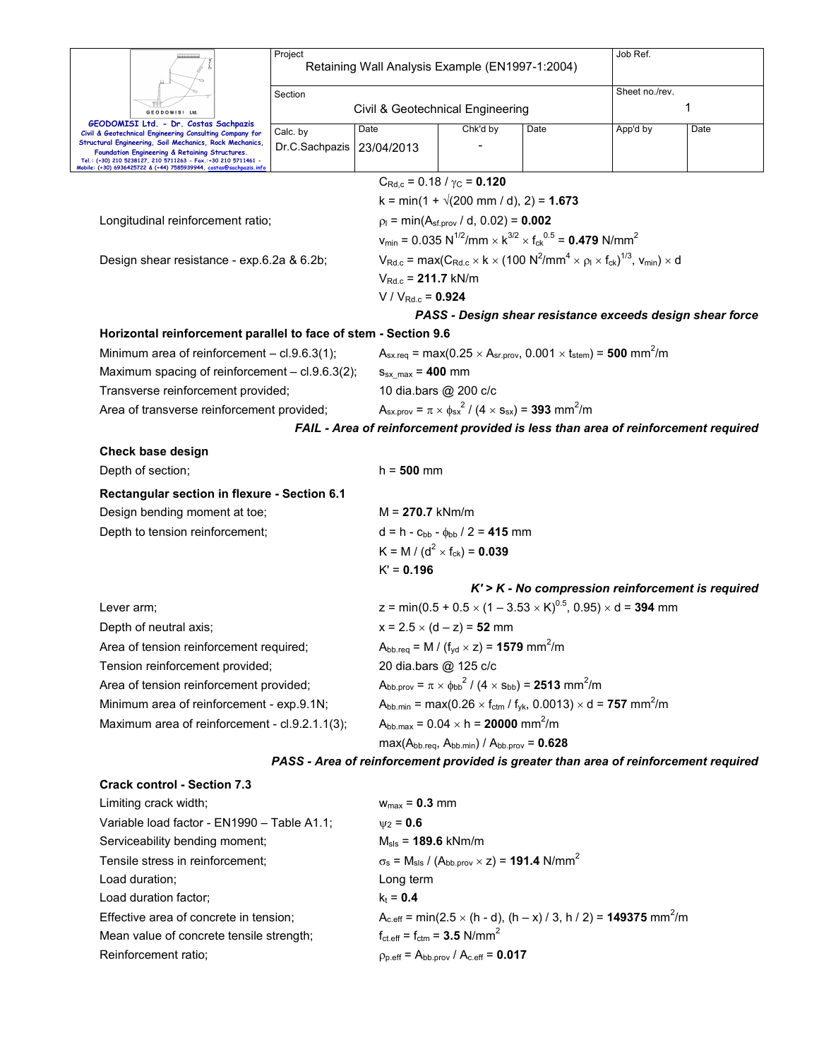$C_{Rd,c} = 0.18 / \gamma_C =$ **0.120**

$k = \min(1 + \sqrt{(200 \text{ mm} / d)}, 2) =$ **1.673**

Longitudinal reinforcement ratio; $\rho_l = \min(A_{sf.prov} / d, 0.02) =$ **0.002**

$v_{min} = 0.035 \text{ N}^{1/2}/\text{mm} \times k^{3/2} \times f_{ck}^{0.5} =$ **0.479** N/mm$^2$

Design shear resistance - exp.6.2a & 6.2b; $V_{Rd.c} = \max(C_{Rd.c} \times k \times (100 \text{ N}^2/\text{mm}^4 \times \rho_l \times f_{ck})^{1/3}, v_{min}) \times d$

$V_{Rd.c} =$ **211.7** kN/m

$V / V_{Rd.c} =$ **0.924**

***PASS - Design shear resistance exceeds design shear force***

**Horizontal reinforcement parallel to face of stem - Section 9.6**

Minimum area of reinforcement – cl.9.6.3(1); $A_{sx.req} = \max(0.25 \times A_{sr.prov}, 0.001 \times t_{stem}) =$ **500** mm$^2$/m

Maximum spacing of reinforcement – cl.9.6.3(2); $s_{sx\_max} =$ **400** mm

Transverse reinforcement provided; 10 dia.bars @ 200 c/c

Area of transverse reinforcement provided; $A_{sx.prov} = \pi \times \phi_{sx}^2 / (4 \times s_{sx}) =$ **393** mm$^2$/m

***FAIL - Area of reinforcement provided is less than area of reinforcement required***

**Check base design**

Depth of section; $h =$ **500** mm

**Rectangular section in flexure - Section 6.1**

Design bending moment at toe; $M =$ **270.7** kNm/m

Depth to tension reinforcement; $d = h - c_{bb} - \phi_{bb} / 2 =$ **415** mm

$K = M / (d^2 \times f_{ck}) =$ **0.039**

$K' =$ **0.196**

***K' > K - No compression reinforcement is required***

Lever arm; $z = \min(0.5 + 0.5 \times (1 - 3.53 \times K)^{0.5}, 0.95) \times d =$ **394** mm

Depth of neutral axis; $x = 2.5 \times (d - z) =$ **52** mm

Area of tension reinforcement required; $A_{bb.req} = M / (f_{yd} \times z) =$ **1579** mm$^2$/m

Tension reinforcement provided; 20 dia.bars @ 125 c/c

Area of tension reinforcement provided; $A_{bb.prov} = \pi \times \phi_{bb}^2 / (4 \times s_{bb}) =$ **2513** mm$^2$/m

Minimum area of reinforcement - exp.9.1N; $A_{bb.min} = \max(0.26 \times f_{ctm} / f_{yk}, 0.0013) \times d =$ **757** mm$^2$/m

Maximum area of reinforcement - cl.9.2.1.1(3); $A_{bb.max} = 0.04 \times h =$ **20000** mm$^2$/m

$\max(A_{bb.req}, A_{bb.min}) / A_{bb.prov} =$ **0.628**

***PASS - Area of reinforcement provided is greater than area of reinforcement required***

**Crack control - Section 7.3**

Limiting crack width; $w_{max} =$ **0.3** mm

Variable load factor - EN1990 – Table A1.1; $\psi_2 =$ **0.6**

Serviceability bending moment; $M_{sls} =$ **189.6** kNm/m

Tensile stress in reinforcement; $\sigma_s = M_{sls} / (A_{bb.prov} \times z) =$ **191.4** N/mm$^2$

Load duration; Long term

Load duration factor; $k_t =$ **0.4**

Effective area of concrete in tension; $A_{c.eff} = \min(2.5 \times (h - d), (h - x) / 3, h / 2) =$ **149375** mm$^2$/m

Mean value of concrete tensile strength; $f_{ct.eff} = f_{ctm} =$ **3.5** N/mm$^2$

Reinforcement ratio; $\rho_{p.eff} = A_{bb.prov} / A_{c.eff} =$ **0.017**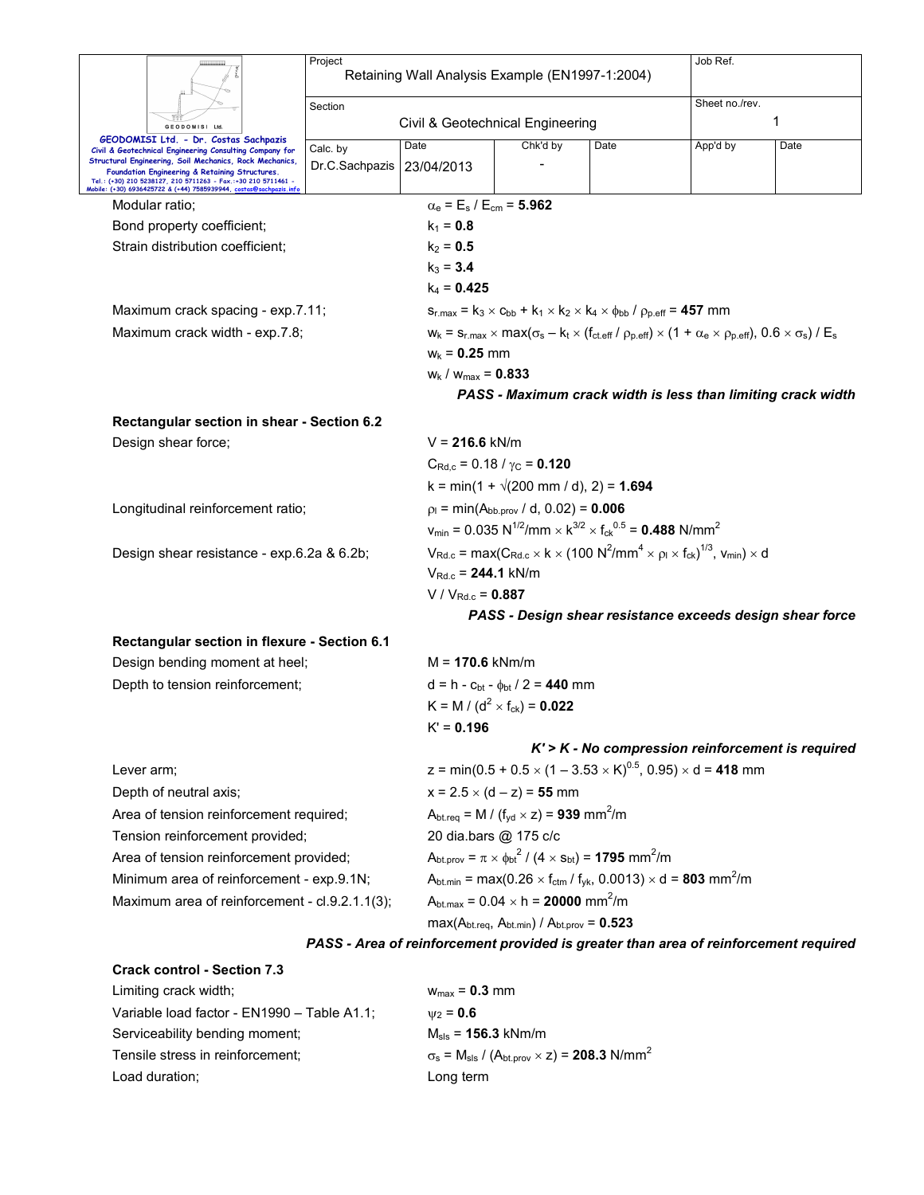| | | |
|---|---|---|
| Modular ratio; | | $\alpha_e = E_s / E_{cm} = \mathbf{5.962}$ |
| Bond property coefficient; | | $k_1 = \mathbf{0.8}$ |
| Strain distribution coefficient; | | $k_2 = \mathbf{0.5}$ |
| | | $k_3 = \mathbf{3.4}$ |
| | | $k_4 = \mathbf{0.425}$ |
| Maximum crack spacing - exp.7.11; | | $s_{r.max} = k_3 \times c_{bb} + k_1 \times k_2 \times k_4 \times \phi_{bb} / \rho_{p.eff} = \mathbf{457}$ mm |
| Maximum crack width - exp.7.8; | | $w_k = s_{r.max} \times \max(\sigma_s - k_t \times (f_{ct.eff} / \rho_{p.eff}) \times (1 + \alpha_e \times \rho_{p.eff}), 0.6 \times \sigma_s) / E_s$ |
| | | $w_k = \mathbf{0.25}$ mm |
| | | $w_k / w_{max} = \mathbf{0.833}$ |

***PASS - Maximum crack width is less than limiting crack width***

**Rectangular section in shear - Section 6.2**

| | |
|---|---|
| Design shear force; | $V = \mathbf{216.6}$ kN/m |
| | $C_{Rd,c} = 0.18 / \gamma_C = \mathbf{0.120}$ |
| | $k = \min(1 + \sqrt{(200 \text{ mm} / d)}, 2) = \mathbf{1.694}$ |
| Longitudinal reinforcement ratio; | $\rho_l = \min(A_{bb.prov} / d, 0.02) = \mathbf{0.006}$ |
| | $v_{min} = 0.035 \text{ N}^{1/2}/\text{mm} \times k^{3/2} \times f_{ck}^{0.5} = \mathbf{0.488}$ N/mm$^2$ |
| Design shear resistance - exp.6.2a & 6.2b; | $V_{Rd.c} = \max(C_{Rd.c} \times k \times (100 \text{ N}^2/\text{mm}^4 \times \rho_l \times f_{ck})^{1/3}, v_{min}) \times d$ |
| | $V_{Rd.c} = \mathbf{244.1}$ kN/m |
| | $V / V_{Rd.c} = \mathbf{0.887}$ |

***PASS - Design shear resistance exceeds design shear force***

**Rectangular section in flexure - Section 6.1**

| | |
|---|---|
| Design bending moment at heel; | $M = \mathbf{170.6}$ kNm/m |
| Depth to tension reinforcement; | $d = h - c_{bt} - \phi_{bt} / 2 = \mathbf{440}$ mm |
| | $K = M / (d^2 \times f_{ck}) = \mathbf{0.022}$ |
| | $K' = \mathbf{0.196}$ |

***K' > K - No compression reinforcement is required***

| | |
|---|---|
| Lever arm; | $z = \min(0.5 + 0.5 \times (1 - 3.53 \times K)^{0.5}, 0.95) \times d = \mathbf{418}$ mm |
| Depth of neutral axis; | $x = 2.5 \times (d - z) = \mathbf{55}$ mm |
| Area of tension reinforcement required; | $A_{bt.req} = M / (f_{yd} \times z) = \mathbf{939}$ mm$^2$/m |
| Tension reinforcement provided; | 20 dia.bars @ 175 c/c |
| Area of tension reinforcement provided; | $A_{bt.prov} = \pi \times \phi_{bt}^2 / (4 \times s_{bt}) = \mathbf{1795}$ mm$^2$/m |
| Minimum area of reinforcement - exp.9.1N; | $A_{bt.min} = \max(0.26 \times f_{ctm} / f_{yk}, 0.0013) \times d = \mathbf{803}$ mm$^2$/m |
| Maximum area of reinforcement - cl.9.2.1.1(3); | $A_{bt.max} = 0.04 \times h = \mathbf{20000}$ mm$^2$/m |
| | $\max(A_{bt.req}, A_{bt.min}) / A_{bt.prov} = \mathbf{0.523}$ |

***PASS - Area of reinforcement provided is greater than area of reinforcement required***

**Crack control - Section 7.3**

| | |
|---|---|
| Limiting crack width; | $w_{max} = \mathbf{0.3}$ mm |
| Variable load factor - EN1990 – Table A1.1; | $\psi_2 = \mathbf{0.6}$ |
| Serviceability bending moment; | $M_{sls} = \mathbf{156.3}$ kNm/m |
| Tensile stress in reinforcement; | $\sigma_s = M_{sls} / (A_{bt.prov} \times z) = \mathbf{208.3}$ N/mm$^2$ |
| Load duration; | Long term |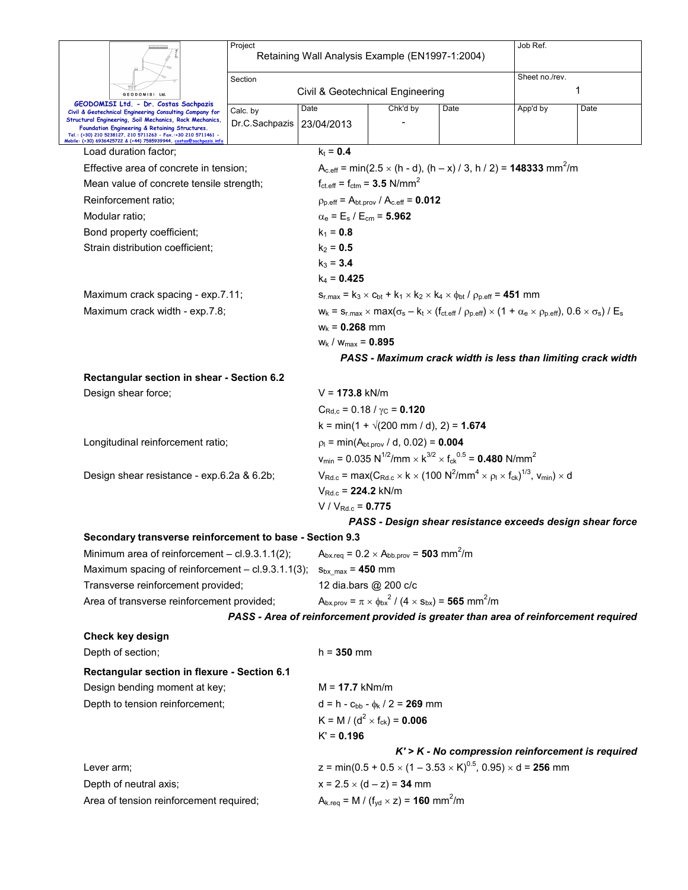Load duration factor; $k_t$ = **0.4**

Effective area of concrete in tension; $A_{c.eff} = \min(2.5 \times (h - d), (h - x) / 3, h / 2)$ = **148333** mm$^2$/m

Mean value of concrete tensile strength; $f_{ct.eff} = f_{ctm}$ = **3.5** N/mm$^2$

Reinforcement ratio; $\rho_{p.eff} = A_{bt.prov} / A_{c.eff}$ = **0.012**

Modular ratio; $\alpha_e = E_s / E_{cm}$ = **5.962**

Bond property coefficient; $k_1$ = **0.8**

Strain distribution coefficient; $k_2$ = **0.5**

$k_3$ = **3.4**

$k_4$ = **0.425**

Maximum crack spacing - exp.7.11; $s_{r.max} = k_3 \times c_{bt} + k_1 \times k_2 \times k_4 \times \phi_{bt} / \rho_{p.eff}$ = **451** mm

Maximum crack width - exp.7.8; $w_k = s_{r.max} \times \max(\sigma_s - k_t \times (f_{ct.eff} / \rho_{p.eff}) \times (1 + \alpha_e \times \rho_{p.eff}), 0.6 \times \sigma_s) / E_s$

$w_k$ = **0.268** mm

$w_k / w_{max}$ = **0.895**

***PASS - Maximum crack width is less than limiting crack width***

**Rectangular section in shear - Section 6.2**

Design shear force; V = **173.8** kN/m

$C_{Rd,c} = 0.18 / \gamma_C$ = **0.120**

$k = \min(1 + \sqrt{(200 \text{ mm} / d)}, 2)$ = **1.674**

Longitudinal reinforcement ratio; $\rho_l = \min(A_{bt.prov} / d, 0.02)$ = **0.004**

$v_{min} = 0.035 \text{ N}^{1/2}/\text{mm} \times k^{3/2} \times f_{ck}^{0.5}$ = **0.480** N/mm$^2$

Design shear resistance - exp.6.2a & 6.2b; $V_{Rd.c} = \max(C_{Rd.c} \times k \times (100 \text{ N}^2/\text{mm}^4 \times \rho_l \times f_{ck})^{1/3}, v_{min}) \times d$

$V_{Rd.c}$ = **224.2** kN/m

$V / V_{Rd.c}$ = **0.775**

***PASS - Design shear resistance exceeds design shear force***

**Secondary transverse reinforcement to base - Section 9.3**

Minimum area of reinforcement – cl.9.3.1.1(2); $A_{bx.req} = 0.2 \times A_{bb.prov}$ = **503** mm$^2$/m

Maximum spacing of reinforcement – cl.9.3.1.1(3); $s_{bx\_max}$ = **450** mm

Transverse reinforcement provided; 12 dia.bars @ 200 c/c

Area of transverse reinforcement provided; $A_{bx.prov} = \pi \times \phi_{bx}^2 / (4 \times s_{bx})$ = **565** mm$^2$/m

***PASS - Area of reinforcement provided is greater than area of reinforcement required***

**Check key design**

Depth of section; h = **350** mm

**Rectangular section in flexure - Section 6.1**

Design bending moment at key; M = **17.7** kNm/m

Depth to tension reinforcement; $d = h - c_{bb} - \phi_k / 2$ = **269** mm

$K = M / (d^2 \times f_{ck})$ = **0.006**

K' = **0.196**

***K' > K - No compression reinforcement is required***

Lever arm; $z = \min(0.5 + 0.5 \times (1 - 3.53 \times K)^{0.5}, 0.95) \times d$ = **256** mm

Depth of neutral axis; $x = 2.5 \times (d - z)$ = **34** mm

Area of tension reinforcement required; $A_{k.req} = M / (f_{yd} \times z)$ = **160** mm$^2$/m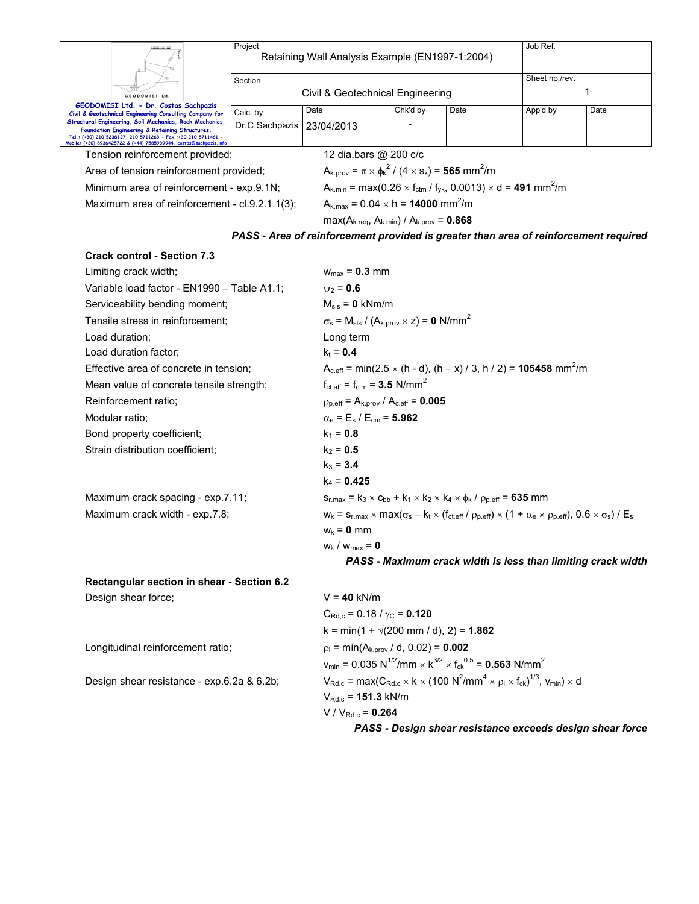Tension reinforcement provided; 12 dia.bars @ 200 c/c

Area of tension reinforcement provided; $A_{k.prov} = \pi \times \phi_k^2 / (4 \times s_k) = \mathbf{565}$ mm$^2$/m

Minimum area of reinforcement - exp.9.1N; $A_{k.min} = \max(0.26 \times f_{ctm} / f_{yk}, 0.0013) \times d = \mathbf{491}$ mm$^2$/m

Maximum area of reinforcement - cl.9.2.1.1(3); $A_{k.max} = 0.04 \times h = \mathbf{14000}$ mm$^2$/m

$\max(A_{k.req}, A_{k.min}) / A_{k.prov} = \mathbf{0.868}$

***PASS - Area of reinforcement provided is greater than area of reinforcement required***

**Crack control - Section 7.3**

Limiting crack width; $w_{max} = \mathbf{0.3}$ mm

Variable load factor - EN1990 – Table A1.1; $\psi_2 = \mathbf{0.6}$

Serviceability bending moment; $M_{sls} = \mathbf{0}$ kNm/m

Tensile stress in reinforcement; $\sigma_s = M_{sls} / (A_{k.prov} \times z) = \mathbf{0}$ N/mm$^2$

Load duration; Long term

Load duration factor; $k_t = \mathbf{0.4}$

Effective area of concrete in tension; $A_{c.eff} = \min(2.5 \times (h - d), (h – x) / 3, h / 2) = \mathbf{105458}$ mm$^2$/m

Mean value of concrete tensile strength; $f_{ct.eff} = f_{ctm} = \mathbf{3.5}$ N/mm$^2$

Reinforcement ratio; $\rho_{p.eff} = A_{k.prov} / A_{c.eff} = \mathbf{0.005}$

Modular ratio; $\alpha_e = E_s / E_{cm} = \mathbf{5.962}$

Bond property coefficient; $k_1 = \mathbf{0.8}$

Strain distribution coefficient; $k_2 = \mathbf{0.5}$

$k_3 = \mathbf{3.4}$

$k_4 = \mathbf{0.425}$

Maximum crack spacing - exp.7.11; $s_{r.max} = k_3 \times c_{bb} + k_1 \times k_2 \times k_4 \times \phi_k / \rho_{p.eff} = \mathbf{635}$ mm

Maximum crack width - exp.7.8; $w_k = s_{r.max} \times \max(\sigma_s – k_t \times (f_{ct.eff} / \rho_{p.eff}) \times (1 + \alpha_e \times \rho_{p.eff}), 0.6 \times \sigma_s) / E_s$

$w_k = \mathbf{0}$ mm

$w_k / w_{max} = \mathbf{0}$

***PASS - Maximum crack width is less than limiting crack width***

**Rectangular section in shear - Section 6.2**

Design shear force; $V = \mathbf{40}$ kN/m

$C_{Rd,c} = 0.18 / \gamma_C = \mathbf{0.120}$

$k = \min(1 + \sqrt{(200 \text{ mm} / d)}, 2) = \mathbf{1.862}$

Longitudinal reinforcement ratio; $\rho_l = \min(A_{k.prov} / d, 0.02) = \mathbf{0.002}$

$v_{min} = 0.035 \text{ N}^{1/2}/\text{mm} \times k^{3/2} \times f_{ck}^{0.5} = \mathbf{0.563}$ N/mm$^2$

Design shear resistance - exp.6.2a & 6.2b; $V_{Rd.c} = \max(C_{Rd.c} \times k \times (100 \text{ N}^2/\text{mm}^4 \times \rho_l \times f_{ck})^{1/3}, v_{min}) \times d$

$V_{Rd.c} = \mathbf{151.3}$ kN/m

$V / V_{Rd.c} = \mathbf{0.264}$

***PASS - Design shear resistance exceeds design shear force***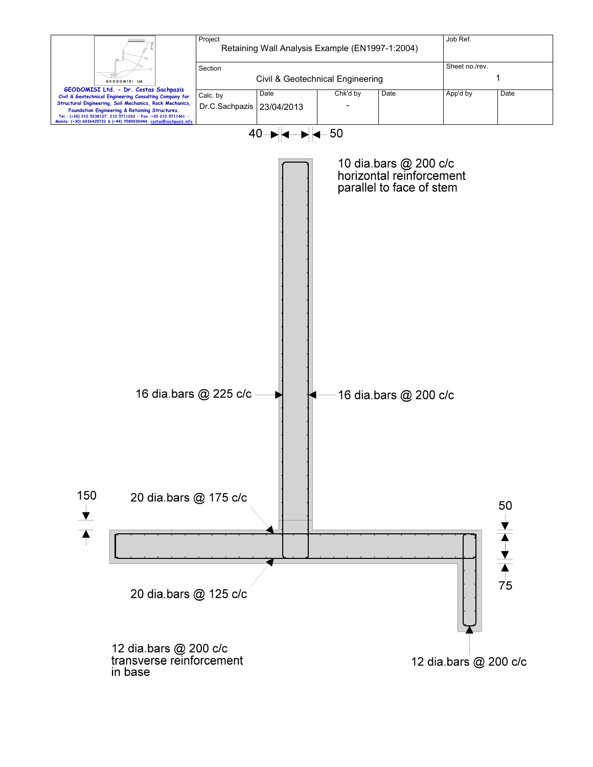40

50

10 dia.bars @ 200 c/c
horizontal reinforcement
parallel to face of stem

16 dia.bars @ 225 c/c

16 dia.bars @ 200 c/c

150

20 dia.bars @ 175 c/c

50

75

20 dia.bars @ 125 c/c

12 dia.bars @ 200 c/c
transverse reinforcement
in base

12 dia.bars @ 200 c/c